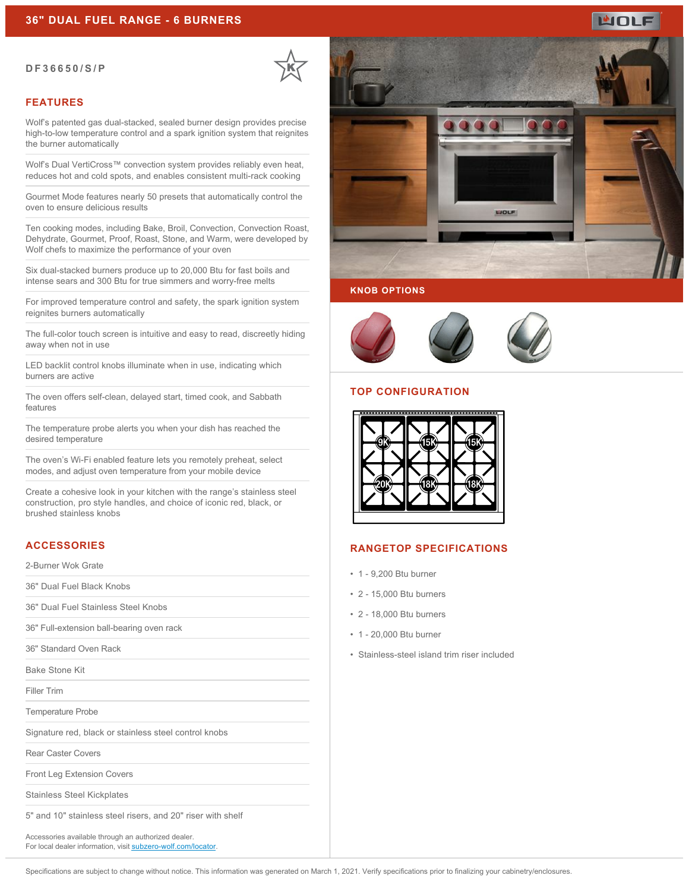# 36" DUAL FUEL RANGE - 6 BURNERS

DF36650/S/P

## FEATURES

Wolf's patented gas dual-stacked, sealed burner design provides precise high-to-low temperature control and a spark ignition system that reignites the burner automatically

Wolf's Dual VertiCross™ convection system provides reliably even heat, reduces hot and cold spots, and enables consistent multi-rack cooking

Gourmet Mode features nearly 50 presets that automatically control the oven to ensure delicious results

Ten cooking modes, including Bake, Broil, Convection, Convection Roast, Dehydrate, Gourmet, Proof, Roast, Stone, and Warm, were developed by Wolf chefs to maximize the performance of your oven

Six dual-stacked burners produce up to 20,000 Btu for fast boils and intense sears and 300 Btu for true simmers and worry-free melts

For improved temperature control and safety, the spark ignition system reignites burners automatically

The full-color touch screen is intuitive and easy to read, discreetly hiding away when not in use

LED backlit control knobs illuminate when in use, indicating which burners are active

The oven offers self-clean, delayed start, timed cook, and Sabbath features

The temperature probe alerts you when your dish has reached the desired temperature

The oven's Wi-Fi enabled feature lets you remotely preheat, select modes, and adjust oven temperature from your mobile device

Create a cohesive look in your kitchen with the range's stainless steel construction, pro style handles, and choice of iconic red, black, or brushed stainless knobs

## ACCESSORIES

2-Burner Wok Grate

36" Dual Fuel Black Knobs

36" Dual Fuel Stainless Steel Knobs

36" Full-extension ball-bearing oven rack

36" Standard Oven Rack

Bake Stone Kit

Filler Trim

Temperature Probe

Signature red, black or stainless steel control knobs

Rear Caster Covers

Front Leg Extension Covers

Stainless Steel Kickplates

5" and 10" stainless steel risers, and 20" riser with shelf

Accessories available through an authorized dealer.
For local dealer information, visit subzero-wolf.com/locator.

## KNOB OPTIONS

## TOP CONFIGURATION

9K 15K 15K
20K 18K 18K

## RANGETOP SPECIFICATIONS

- 1 - 9,200 Btu burner
- 2 - 15,000 Btu burners
- 2 - 18,000 Btu burners
- 1 - 20,000 Btu burner
- Stainless-steel island trim riser included

Specifications are subject to change without notice. This information was generated on March 1, 2021. Verify specifications prior to finalizing your cabinetry/enclosures.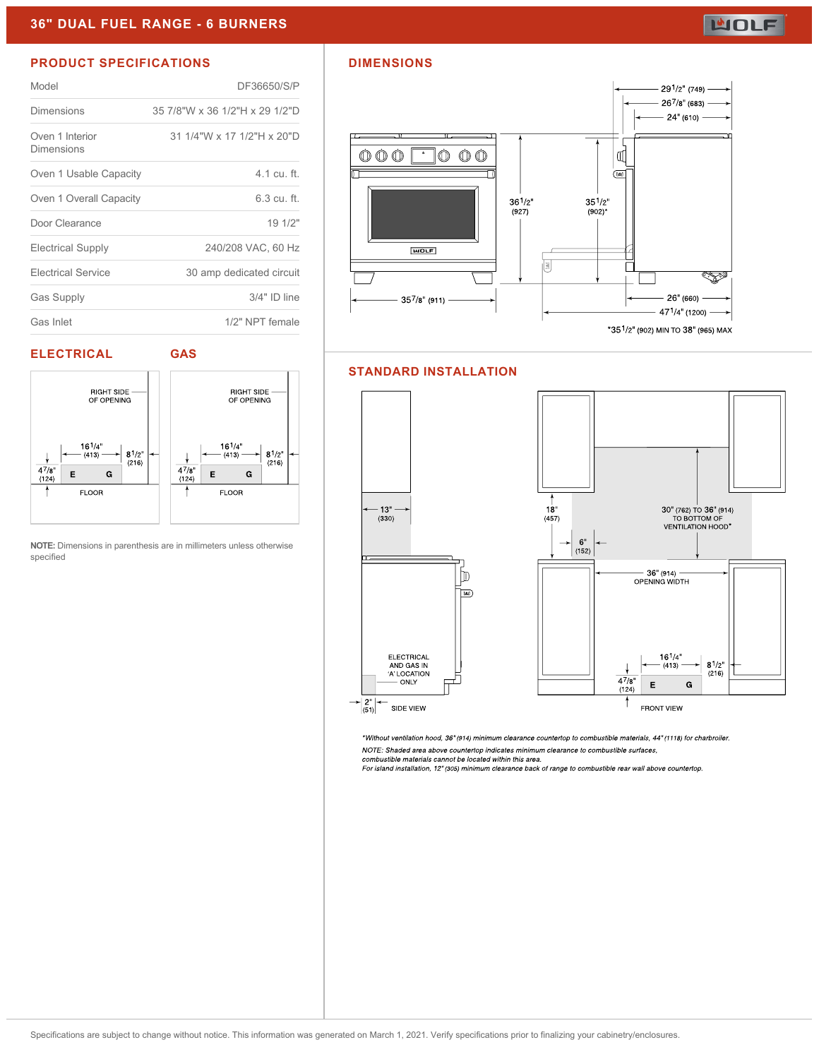# 36" DUAL FUEL RANGE - 6 BURNERS

## PRODUCT SPECIFICATIONS

| | |
|---|---|
| Model | DF36650/S/P |
| Dimensions | 35 7/8"W x 36 1/2"H x 29 1/2"D |
| Oven 1 Interior Dimensions | 31 1/4"W x 17 1/2"H x 20"D |
| Oven 1 Usable Capacity | 4.1 cu. ft. |
| Oven 1 Overall Capacity | 6.3 cu. ft. |
| Door Clearance | 19 1/2" |
| Electrical Supply | 240/208 VAC, 60 Hz |
| Electrical Service | 30 amp dedicated circuit |
| Gas Supply | 3/4" ID line |
| Gas Inlet | 1/2" NPT female |

## ELECTRICAL

RIGHT SIDE OF OPENING
16 1/4" (413)
8 1/2" (216)
4 7/8" (124)
E G
FLOOR

## GAS

RIGHT SIDE OF OPENING
16 1/4" (413)
8 1/2" (216)
4 7/8" (124)
E G
FLOOR

**NOTE:** Dimensions in parenthesis are in millimeters unless otherwise specified

## DIMENSIONS

29 1/2" (749)
26 7/8" (683)
24" (610)
36 1/2" (927)
35 1/2" (902)*
35 7/8" (911)
26" (660)
47 1/4" (1200)

*35 1/2" (902) MIN TO 38" (965) MAX

## STANDARD INSTALLATION

13" (330)
ELECTRICAL AND GAS IN 'A' LOCATION ONLY
2" (51)
SIDE VIEW

18" (457)
30" (762) TO 36" (914) TO BOTTOM OF VENTILATION HOOD*
6" (152)
36" (914) OPENING WIDTH
16 1/4" (413)
8 1/2" (216)
4 7/8" (124)
E G
FRONT VIEW

*\*Without ventilation hood, 36" (914) minimum clearance countertop to combustible materials, 44" (1118) for charbroiler.*

*NOTE: Shaded area above countertop indicates minimum clearance to combustible surfaces, combustible materials cannot be located within this area.*

*For island installation, 12" (305) minimum clearance back of range to combustible rear wall above countertop.*

Specifications are subject to change without notice. This information was generated on March 1, 2021. Verify specifications prior to finalizing your cabinetry/enclosures.